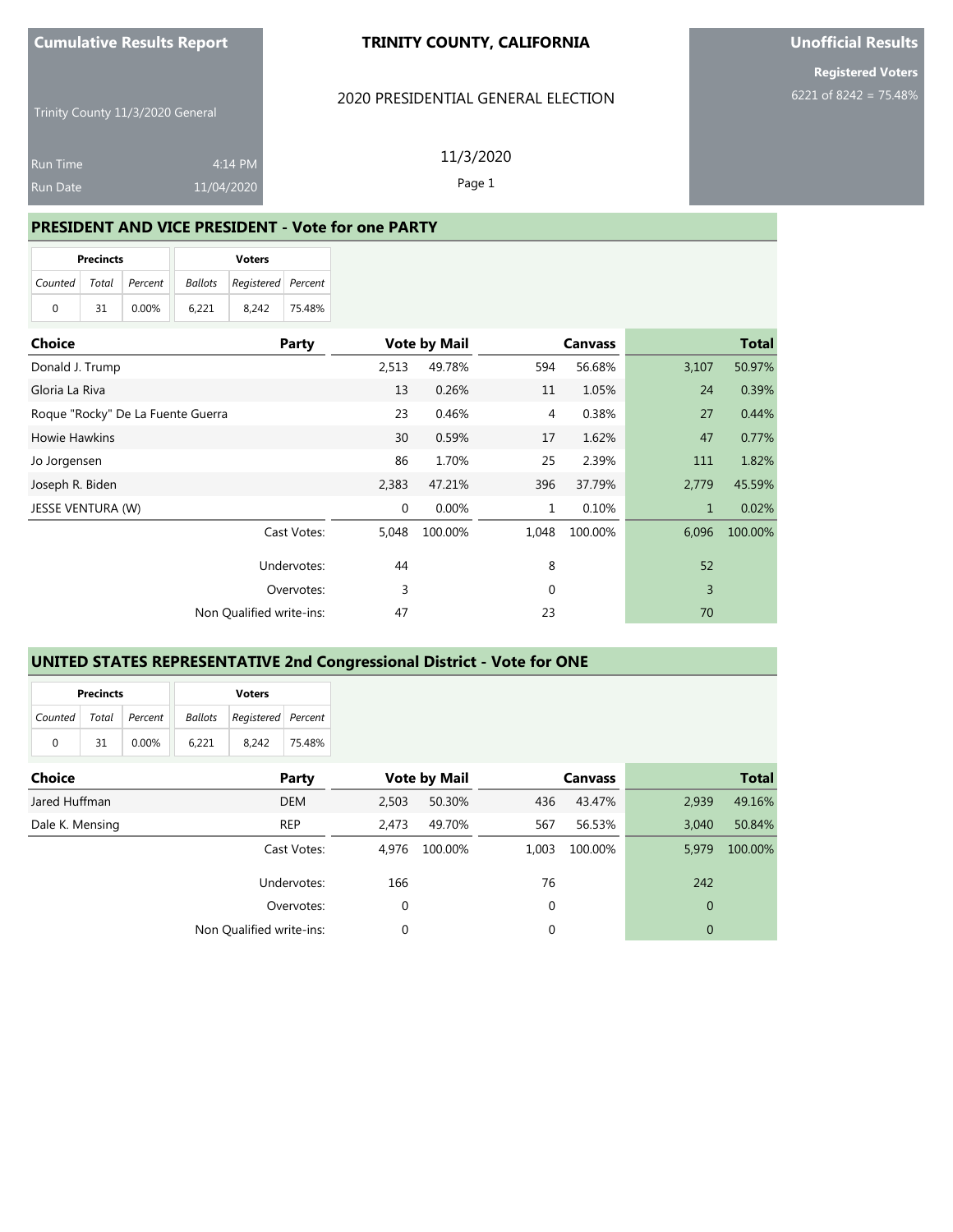**Cumulative Results Report**

Trinity County 11/3/2020 General

Run Time 4:14 PM

Run Date 11/04/2020

# TRINITY COUNTY, CALIFORNIA

2020 PRESIDENTIAL GENERAL ELECTION

11/3/2020

**Unofficial Results**

**Registered Voters**

6221 of 8242 = 75.48%

## PRESIDENT AND VICE PRESIDENT - Vote for one PARTY

| Precincts | | | Voters | | |
|---|---|---|---|---|---|
| Counted | Total | Percent | Ballots | Registered | Percent |
| 0 | 31 | 0.00% | 6,221 | 8,242 | 75.48% |

| Choice | Party | Vote by Mail | | Canvass | | Total | |
|---|---|---|---|---|---|---|---|
| Donald J. Trump | | 2,513 | 49.78% | 594 | 56.68% | 3,107 | 50.97% |
| Gloria La Riva | | 13 | 0.26% | 11 | 1.05% | 24 | 0.39% |
| Roque "Rocky" De La Fuente Guerra | | 23 | 0.46% | 4 | 0.38% | 27 | 0.44% |
| Howie Hawkins | | 30 | 0.59% | 17 | 1.62% | 47 | 0.77% |
| Jo Jorgensen | | 86 | 1.70% | 25 | 2.39% | 111 | 1.82% |
| Joseph R. Biden | | 2,383 | 47.21% | 396 | 37.79% | 2,779 | 45.59% |
| JESSE VENTURA (W) | | 0 | 0.00% | 1 | 0.10% | 1 | 0.02% |
| | Cast Votes: | 5,048 | 100.00% | 1,048 | 100.00% | 6,096 | 100.00% |
| | Undervotes: | 44 | | 8 | | 52 | |
| | Overvotes: | 3 | | 0 | | 3 | |
| | Non Qualified write-ins: | 47 | | 23 | | 70 | |

## UNITED STATES REPRESENTATIVE 2nd Congressional District - Vote for ONE

| Precincts | | | Voters | | |
|---|---|---|---|---|---|
| Counted | Total | Percent | Ballots | Registered | Percent |
| 0 | 31 | 0.00% | 6,221 | 8,242 | 75.48% |

| Choice | Party | Vote by Mail | | Canvass | | Total | |
|---|---|---|---|---|---|---|---|
| Jared Huffman | DEM | 2,503 | 50.30% | 436 | 43.47% | 2,939 | 49.16% |
| Dale K. Mensing | REP | 2,473 | 49.70% | 567 | 56.53% | 3,040 | 50.84% |
| | Cast Votes: | 4,976 | 100.00% | 1,003 | 100.00% | 5,979 | 100.00% |
| | Undervotes: | 166 | | 76 | | 242 | |
| | Overvotes: | 0 | | 0 | | 0 | |
| | Non Qualified write-ins: | 0 | | 0 | | 0 | |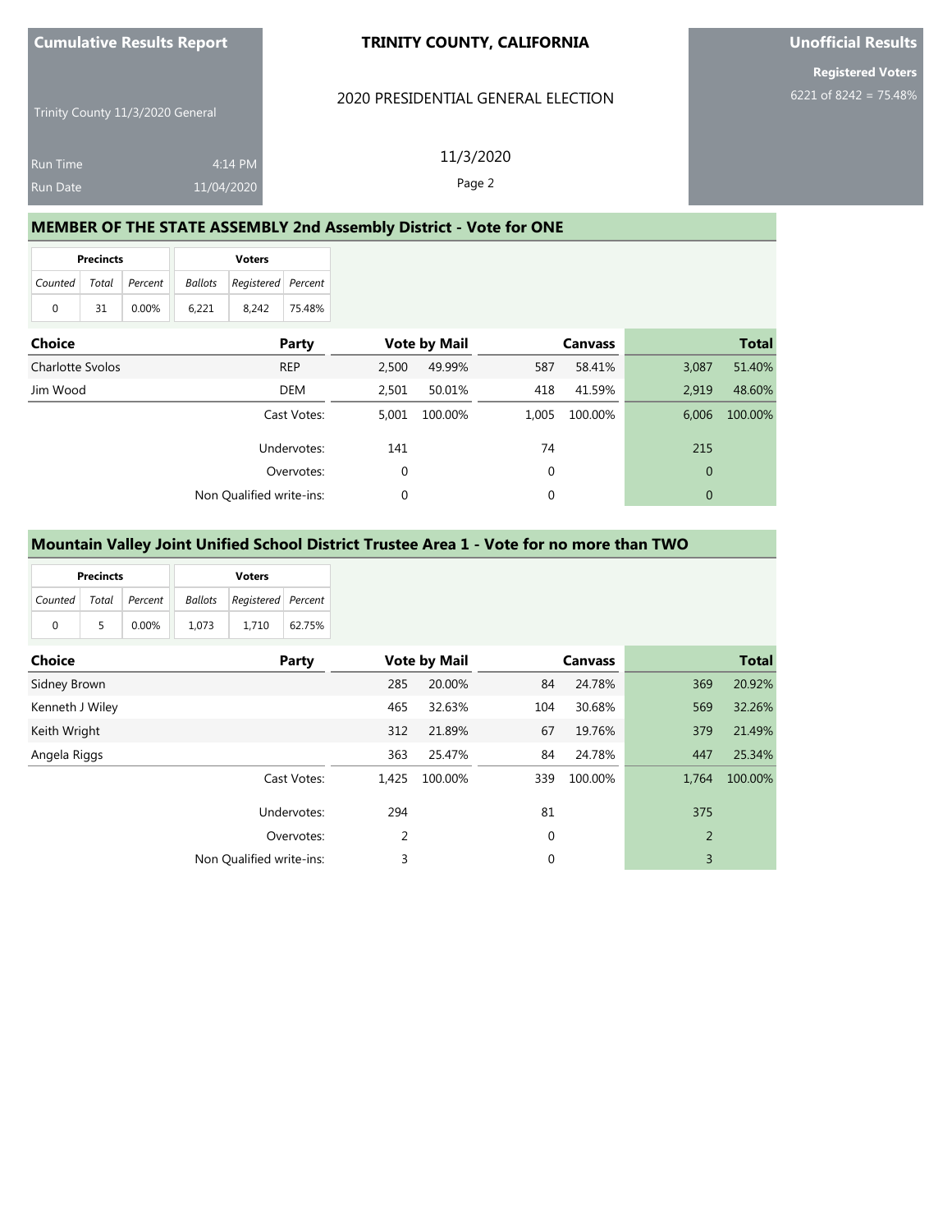**Cumulative Results Report**

Trinity County 11/3/2020 General

Run Time 4:14 PM
Run Date 11/04/2020

**TRINITY COUNTY, CALIFORNIA**

2020 PRESIDENTIAL GENERAL ELECTION

11/3/2020

**Unofficial Results**

**Registered Voters**
6221 of 8242 = 75.48%

## MEMBER OF THE STATE ASSEMBLY 2nd Assembly District - Vote for ONE

| Precincts | | | Voters | | |
|---|---|---|---|---|---|
| Counted | Total | Percent | Ballots | Registered | Percent |
| 0 | 31 | 0.00% | 6,221 | 8,242 | 75.48% |

| Choice | Party | Vote by Mail | | Canvass | | Total | |
|---|---|---|---|---|---|---|---|
| Charlotte Svolos | REP | 2,500 | 49.99% | 587 | 58.41% | 3,087 | 51.40% |
| Jim Wood | DEM | 2,501 | 50.01% | 418 | 41.59% | 2,919 | 48.60% |
| | Cast Votes: | 5,001 | 100.00% | 1,005 | 100.00% | 6,006 | 100.00% |
| | Undervotes: | 141 | | 74 | | 215 | |
| | Overvotes: | 0 | | 0 | | 0 | |
| | Non Qualified write-ins: | 0 | | 0 | | 0 | |

## Mountain Valley Joint Unified School District Trustee Area 1 - Vote for no more than TWO

| Precincts | | | Voters | | |
|---|---|---|---|---|---|
| Counted | Total | Percent | Ballots | Registered | Percent |
| 0 | 5 | 0.00% | 1,073 | 1,710 | 62.75% |

| Choice | Party | Vote by Mail | | Canvass | | Total | |
|---|---|---|---|---|---|---|---|
| Sidney Brown | | 285 | 20.00% | 84 | 24.78% | 369 | 20.92% |
| Kenneth J Wiley | | 465 | 32.63% | 104 | 30.68% | 569 | 32.26% |
| Keith Wright | | 312 | 21.89% | 67 | 19.76% | 379 | 21.49% |
| Angela Riggs | | 363 | 25.47% | 84 | 24.78% | 447 | 25.34% |
| | Cast Votes: | 1,425 | 100.00% | 339 | 100.00% | 1,764 | 100.00% |
| | Undervotes: | 294 | | 81 | | 375 | |
| | Overvotes: | 2 | | 0 | | 2 | |
| | Non Qualified write-ins: | 3 | | 0 | | 3 | |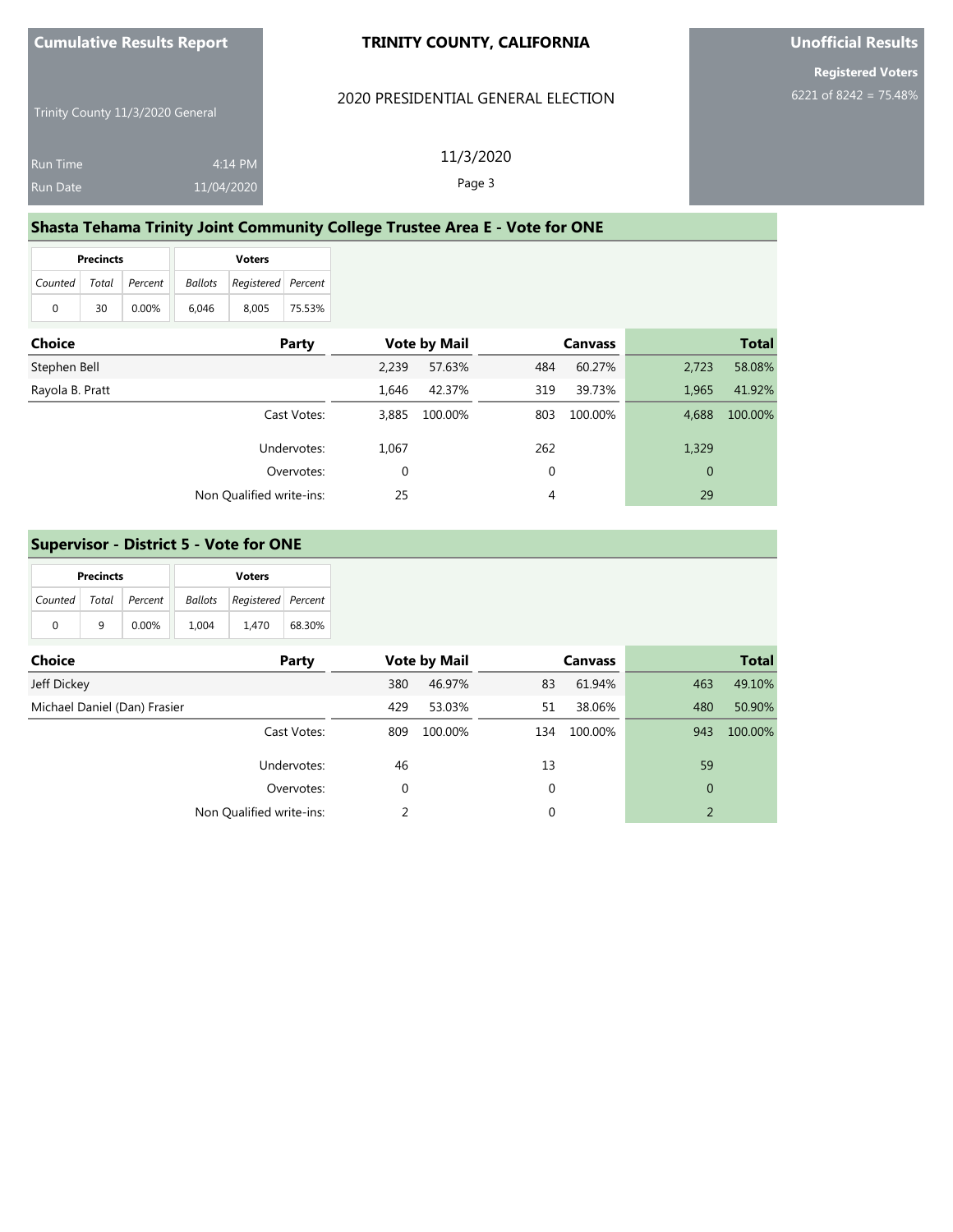## Shasta Tehama Trinity Joint Community College Trustee Area E - Vote for ONE

| Precincts | | | Voters | | |
|---|---|---|---|---|---|
| Counted | Total | Percent | Ballots | Registered | Percent |
| 0 | 30 | 0.00% | 6,046 | 8,005 | 75.53% |

| Choice | Party | Vote by Mail | | Canvass | | Total | |
|---|---|---|---|---|---|---|---|
| Stephen Bell | | 2,239 | 57.63% | 484 | 60.27% | 2,723 | 58.08% |
| Rayola B. Pratt | | 1,646 | 42.37% | 319 | 39.73% | 1,965 | 41.92% |
| | Cast Votes: | 3,885 | 100.00% | 803 | 100.00% | 4,688 | 100.00% |
| | Undervotes: | 1,067 | | 262 | | 1,329 | |
| | Overvotes: | 0 | | 0 | | 0 | |
| | Non Qualified write-ins: | 25 | | 4 | | 29 | |

## Supervisor - District 5 - Vote for ONE

| Precincts | | | Voters | | |
|---|---|---|---|---|---|
| Counted | Total | Percent | Ballots | Registered | Percent |
| 0 | 9 | 0.00% | 1,004 | 1,470 | 68.30% |

| Choice | Party | Vote by Mail | | Canvass | | Total | |
|---|---|---|---|---|---|---|---|
| Jeff Dickey | | 380 | 46.97% | 83 | 61.94% | 463 | 49.10% |
| Michael Daniel (Dan) Frasier | | 429 | 53.03% | 51 | 38.06% | 480 | 50.90% |
| | Cast Votes: | 809 | 100.00% | 134 | 100.00% | 943 | 100.00% |
| | Undervotes: | 46 | | 13 | | 59 | |
| | Overvotes: | 0 | | 0 | | 0 | |
| | Non Qualified write-ins: | 2 | | 0 | | 2 | |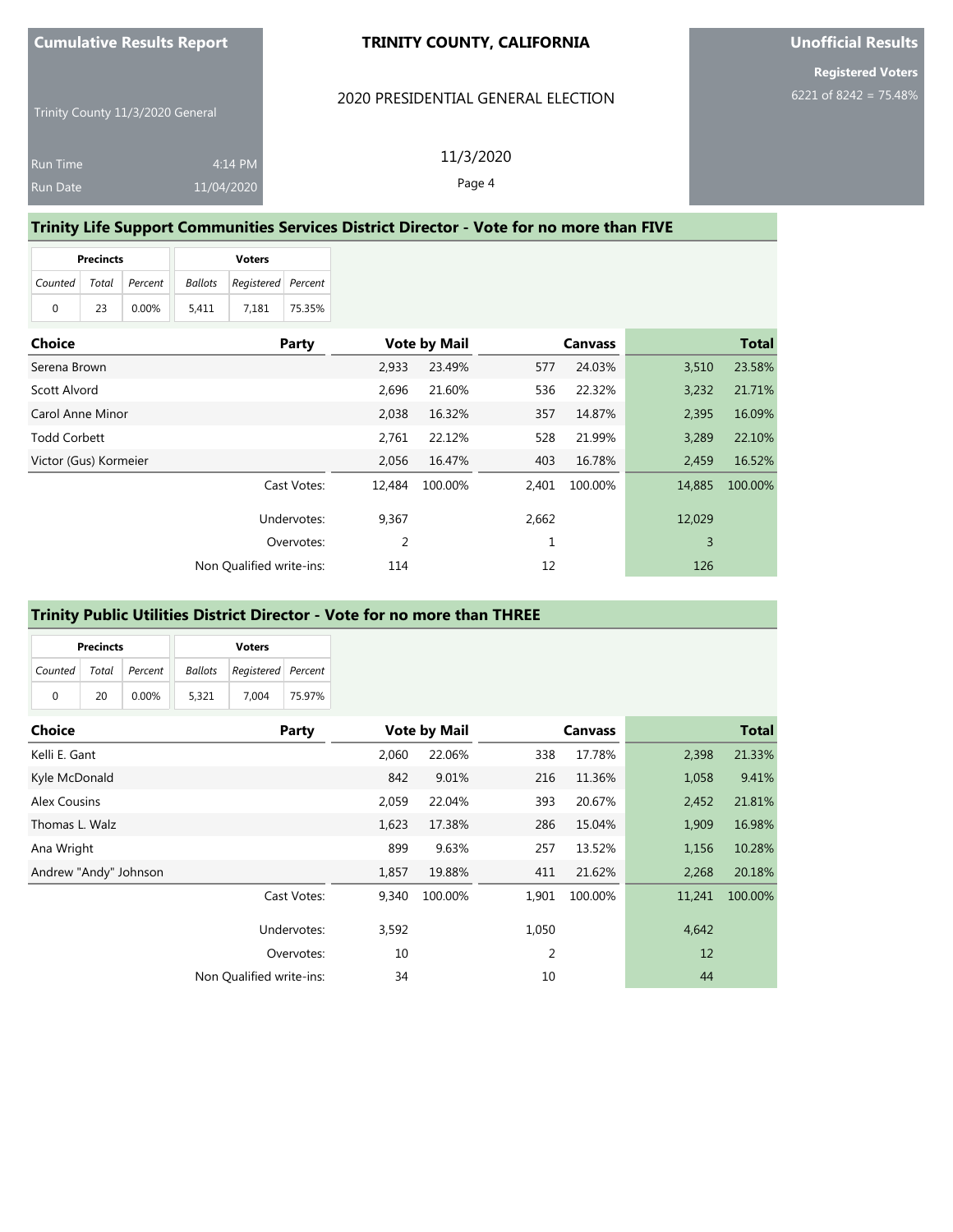Cumulative Results Report

Trinity County 11/3/2020 General

Run Time 4:14 PM

Run Date 11/04/2020

**TRINITY COUNTY, CALIFORNIA**

2020 PRESIDENTIAL GENERAL ELECTION

11/3/2020

**Unofficial Results**

**Registered Voters**

6221 of 8242 = 75.48%

## Trinity Life Support Communities Services District Director - Vote for no more than FIVE

| Precincts | | | Voters | | |
|---|---|---|---|---|---|
| Counted | Total | Percent | Ballots | Registered | Percent |
| 0 | 23 | 0.00% | 5,411 | 7,181 | 75.35% |

| Choice | Party | Vote by Mail | | Canvass | | Total | |
|---|---|---|---|---|---|---|---|
| Serena Brown | | 2,933 | 23.49% | 577 | 24.03% | 3,510 | 23.58% |
| Scott Alvord | | 2,696 | 21.60% | 536 | 22.32% | 3,232 | 21.71% |
| Carol Anne Minor | | 2,038 | 16.32% | 357 | 14.87% | 2,395 | 16.09% |
| Todd Corbett | | 2,761 | 22.12% | 528 | 21.99% | 3,289 | 22.10% |
| Victor (Gus) Kormeier | | 2,056 | 16.47% | 403 | 16.78% | 2,459 | 16.52% |
| | Cast Votes: | 12,484 | 100.00% | 2,401 | 100.00% | 14,885 | 100.00% |
| | Undervotes: | 9,367 | | 2,662 | | 12,029 | |
| | Overvotes: | 2 | | 1 | | 3 | |
| | Non Qualified write-ins: | 114 | | 12 | | 126 | |

## Trinity Public Utilities District Director - Vote for no more than THREE

| Precincts | | | Voters | | |
|---|---|---|---|---|---|
| Counted | Total | Percent | Ballots | Registered | Percent |
| 0 | 20 | 0.00% | 5,321 | 7,004 | 75.97% |

| Choice | Party | Vote by Mail | | Canvass | | Total | |
|---|---|---|---|---|---|---|---|
| Kelli E. Gant | | 2,060 | 22.06% | 338 | 17.78% | 2,398 | 21.33% |
| Kyle McDonald | | 842 | 9.01% | 216 | 11.36% | 1,058 | 9.41% |
| Alex Cousins | | 2,059 | 22.04% | 393 | 20.67% | 2,452 | 21.81% |
| Thomas L. Walz | | 1,623 | 17.38% | 286 | 15.04% | 1,909 | 16.98% |
| Ana Wright | | 899 | 9.63% | 257 | 13.52% | 1,156 | 10.28% |
| Andrew "Andy" Johnson | | 1,857 | 19.88% | 411 | 21.62% | 2,268 | 20.18% |
| | Cast Votes: | 9,340 | 100.00% | 1,901 | 100.00% | 11,241 | 100.00% |
| | Undervotes: | 3,592 | | 1,050 | | 4,642 | |
| | Overvotes: | 10 | | 2 | | 12 | |
| | Non Qualified write-ins: | 34 | | 10 | | 44 | |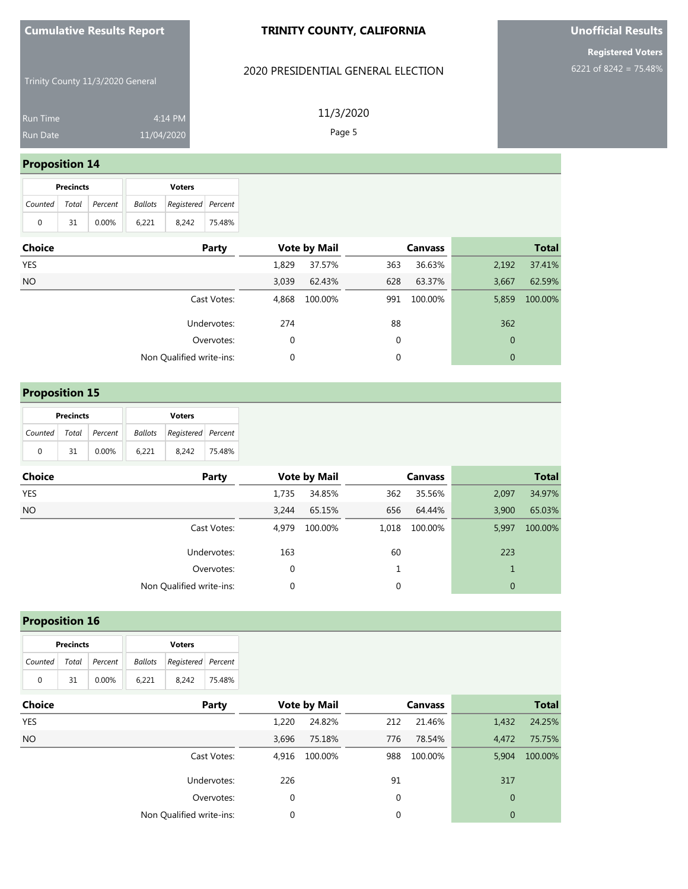**Cumulative Results Report**

Trinity County 11/3/2020 General

Run Time 4:14 PM
Run Date 11/04/2020

**TRINITY COUNTY, CALIFORNIA**

2020 PRESIDENTIAL GENERAL ELECTION

11/3/2020

**Unofficial Results**

**Registered Voters**
6221 of 8242 = 75.48%

## Proposition 14

| Precincts | | | Voters | | |
|---|---|---|---|---|---|
| Counted | Total | Percent | Ballots | Registered | Percent |
| 0 | 31 | 0.00% | 6,221 | 8,242 | 75.48% |

| Choice | Party | Vote by Mail | | Canvass | | Total | |
|---|---|---|---|---|---|---|---|
| YES | | 1,829 | 37.57% | 363 | 36.63% | 2,192 | 37.41% |
| NO | | 3,039 | 62.43% | 628 | 63.37% | 3,667 | 62.59% |
| | Cast Votes: | 4,868 | 100.00% | 991 | 100.00% | 5,859 | 100.00% |
| | Undervotes: | 274 | | 88 | | 362 | |
| | Overvotes: | 0 | | 0 | | 0 | |
| | Non Qualified write-ins: | 0 | | 0 | | 0 | |

## Proposition 15

| Precincts | | | Voters | | |
|---|---|---|---|---|---|
| Counted | Total | Percent | Ballots | Registered | Percent |
| 0 | 31 | 0.00% | 6,221 | 8,242 | 75.48% |

| Choice | Party | Vote by Mail | | Canvass | | Total | |
|---|---|---|---|---|---|---|---|
| YES | | 1,735 | 34.85% | 362 | 35.56% | 2,097 | 34.97% |
| NO | | 3,244 | 65.15% | 656 | 64.44% | 3,900 | 65.03% |
| | Cast Votes: | 4,979 | 100.00% | 1,018 | 100.00% | 5,997 | 100.00% |
| | Undervotes: | 163 | | 60 | | 223 | |
| | Overvotes: | 0 | | 1 | | 1 | |
| | Non Qualified write-ins: | 0 | | 0 | | 0 | |

## Proposition 16

| Precincts | | | Voters | | |
|---|---|---|---|---|---|
| Counted | Total | Percent | Ballots | Registered | Percent |
| 0 | 31 | 0.00% | 6,221 | 8,242 | 75.48% |

| Choice | Party | Vote by Mail | | Canvass | | Total | |
|---|---|---|---|---|---|---|---|
| YES | | 1,220 | 24.82% | 212 | 21.46% | 1,432 | 24.25% |
| NO | | 3,696 | 75.18% | 776 | 78.54% | 4,472 | 75.75% |
| | Cast Votes: | 4,916 | 100.00% | 988 | 100.00% | 5,904 | 100.00% |
| | Undervotes: | 226 | | 91 | | 317 | |
| | Overvotes: | 0 | | 0 | | 0 | |
| | Non Qualified write-ins: | 0 | | 0 | | 0 | |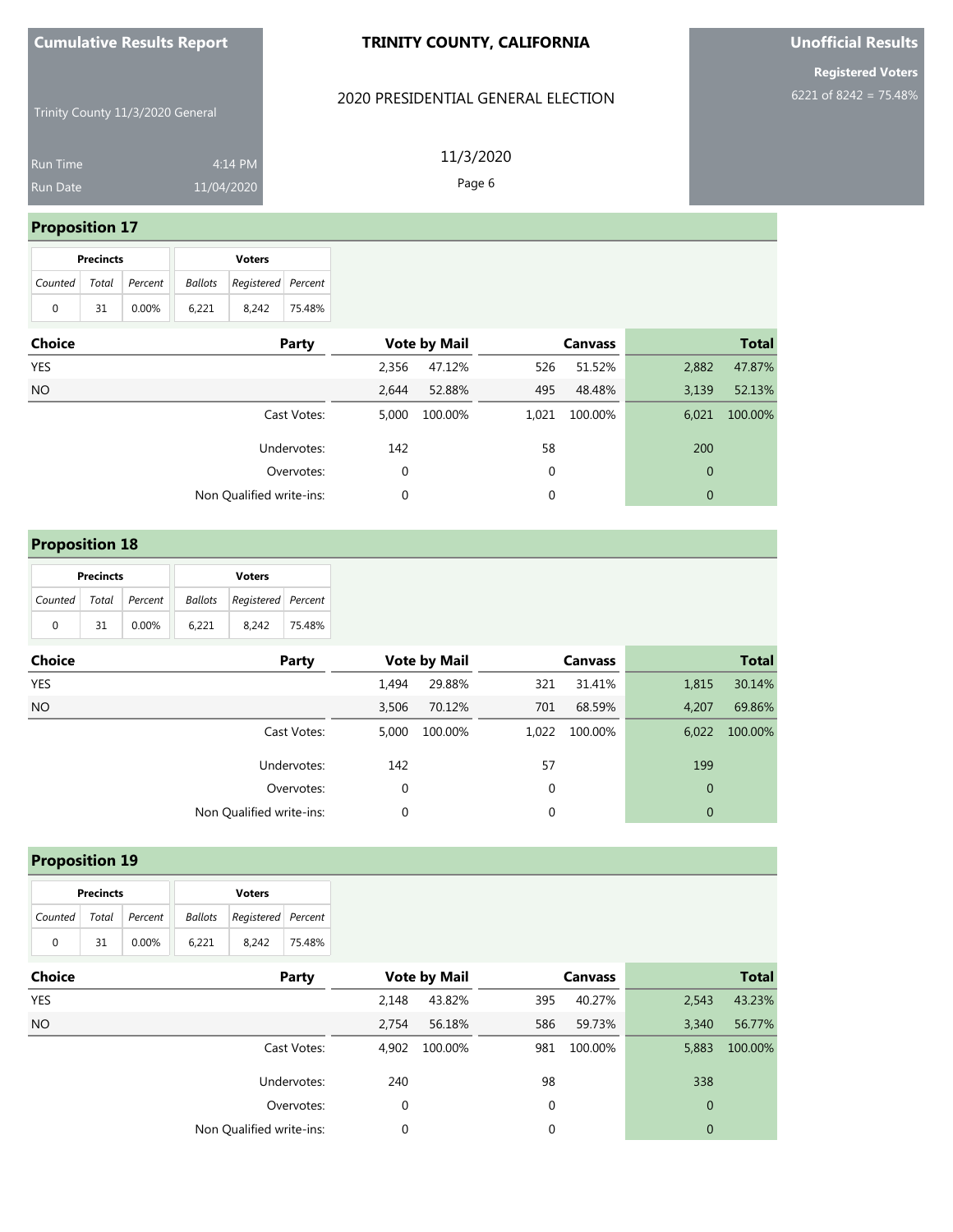**Cumulative Results Report**

Trinity County 11/3/2020 General

Run Time 4:14 PM

Run Date 11/04/2020

**TRINITY COUNTY, CALIFORNIA**

2020 PRESIDENTIAL GENERAL ELECTION

11/3/2020

**Unofficial Results**

**Registered Voters**

6221 of 8242 = 75.48%

## Proposition 17

| Precincts | | | Voters | | |
|---|---|---|---|---|---|
| Counted | Total | Percent | Ballots | Registered | Percent |
| 0 | 31 | 0.00% | 6,221 | 8,242 | 75.48% |

| Choice | Party | Vote by Mail | | Canvass | | Total | |
|---|---|---|---|---|---|---|---|
| YES | | 2,356 | 47.12% | 526 | 51.52% | 2,882 | 47.87% |
| NO | | 2,644 | 52.88% | 495 | 48.48% | 3,139 | 52.13% |
| | Cast Votes: | 5,000 | 100.00% | 1,021 | 100.00% | 6,021 | 100.00% |
| | Undervotes: | 142 | | 58 | | 200 | |
| | Overvotes: | 0 | | 0 | | 0 | |
| | Non Qualified write-ins: | 0 | | 0 | | 0 | |

## Proposition 18

| Precincts | | | Voters | | |
|---|---|---|---|---|---|
| Counted | Total | Percent | Ballots | Registered | Percent |
| 0 | 31 | 0.00% | 6,221 | 8,242 | 75.48% |

| Choice | Party | Vote by Mail | | Canvass | | Total | |
|---|---|---|---|---|---|---|---|
| YES | | 1,494 | 29.88% | 321 | 31.41% | 1,815 | 30.14% |
| NO | | 3,506 | 70.12% | 701 | 68.59% | 4,207 | 69.86% |
| | Cast Votes: | 5,000 | 100.00% | 1,022 | 100.00% | 6,022 | 100.00% |
| | Undervotes: | 142 | | 57 | | 199 | |
| | Overvotes: | 0 | | 0 | | 0 | |
| | Non Qualified write-ins: | 0 | | 0 | | 0 | |

## Proposition 19

| Precincts | | | Voters | | |
|---|---|---|---|---|---|
| Counted | Total | Percent | Ballots | Registered | Percent |
| 0 | 31 | 0.00% | 6,221 | 8,242 | 75.48% |

| Choice | Party | Vote by Mail | | Canvass | | Total | |
|---|---|---|---|---|---|---|---|
| YES | | 2,148 | 43.82% | 395 | 40.27% | 2,543 | 43.23% |
| NO | | 2,754 | 56.18% | 586 | 59.73% | 3,340 | 56.77% |
| | Cast Votes: | 4,902 | 100.00% | 981 | 100.00% | 5,883 | 100.00% |
| | Undervotes: | 240 | | 98 | | 338 | |
| | Overvotes: | 0 | | 0 | | 0 | |
| | Non Qualified write-ins: | 0 | | 0 | | 0 | |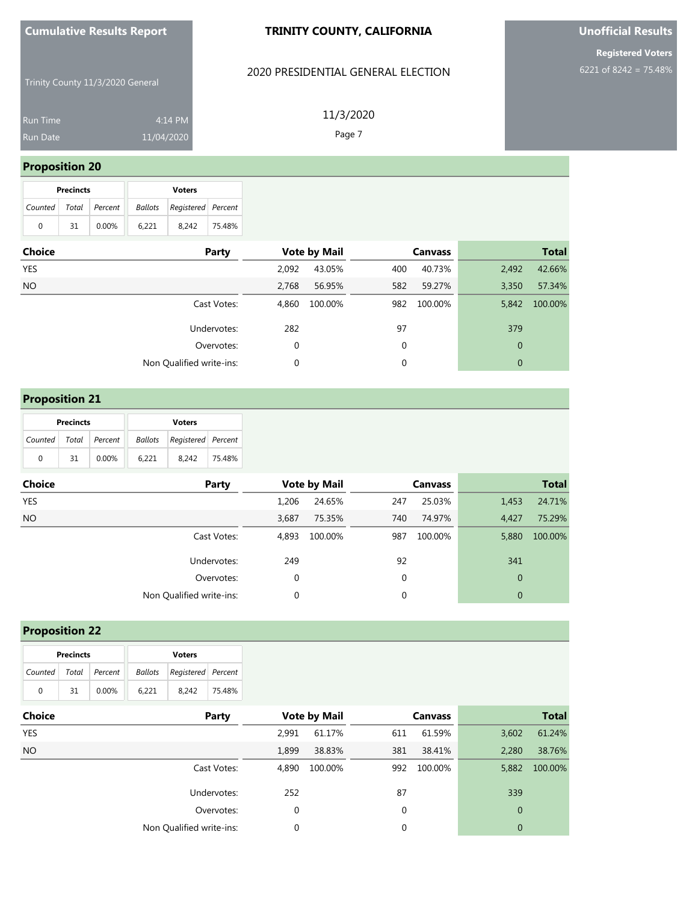# Cumulative Results Report

Trinity County 11/3/2020 General

Run Time 4:14 PM
Run Date 11/04/2020

**TRINITY COUNTY, CALIFORNIA**

2020 PRESIDENTIAL GENERAL ELECTION

11/3/2020

**Unofficial Results**

**Registered Voters**
6221 of 8242 = 75.48%

## Proposition 20

| Precincts | | | Voters | | |
|---|---|---|---|---|---|
| Counted | Total | Percent | Ballots | Registered | Percent |
| 0 | 31 | 0.00% | 6,221 | 8,242 | 75.48% |

| Choice | Party | Vote by Mail | | Canvass | | Total | |
|---|---|---|---|---|---|---|---|
| YES | | 2,092 | 43.05% | 400 | 40.73% | 2,492 | 42.66% |
| NO | | 2,768 | 56.95% | 582 | 59.27% | 3,350 | 57.34% |
| | Cast Votes: | 4,860 | 100.00% | 982 | 100.00% | 5,842 | 100.00% |
| | Undervotes: | 282 | | 97 | | 379 | |
| | Overvotes: | 0 | | 0 | | 0 | |
| | Non Qualified write-ins: | 0 | | 0 | | 0 | |

## Proposition 21

| Precincts | | | Voters | | |
|---|---|---|---|---|---|
| Counted | Total | Percent | Ballots | Registered | Percent |
| 0 | 31 | 0.00% | 6,221 | 8,242 | 75.48% |

| Choice | Party | Vote by Mail | | Canvass | | Total | |
|---|---|---|---|---|---|---|---|
| YES | | 1,206 | 24.65% | 247 | 25.03% | 1,453 | 24.71% |
| NO | | 3,687 | 75.35% | 740 | 74.97% | 4,427 | 75.29% |
| | Cast Votes: | 4,893 | 100.00% | 987 | 100.00% | 5,880 | 100.00% |
| | Undervotes: | 249 | | 92 | | 341 | |
| | Overvotes: | 0 | | 0 | | 0 | |
| | Non Qualified write-ins: | 0 | | 0 | | 0 | |

## Proposition 22

| Precincts | | | Voters | | |
|---|---|---|---|---|---|
| Counted | Total | Percent | Ballots | Registered | Percent |
| 0 | 31 | 0.00% | 6,221 | 8,242 | 75.48% |

| Choice | Party | Vote by Mail | | Canvass | | Total | |
|---|---|---|---|---|---|---|---|
| YES | | 2,991 | 61.17% | 611 | 61.59% | 3,602 | 61.24% |
| NO | | 1,899 | 38.83% | 381 | 38.41% | 2,280 | 38.76% |
| | Cast Votes: | 4,890 | 100.00% | 992 | 100.00% | 5,882 | 100.00% |
| | Undervotes: | 252 | | 87 | | 339 | |
| | Overvotes: | 0 | | 0 | | 0 | |
| | Non Qualified write-ins: | 0 | | 0 | | 0 | |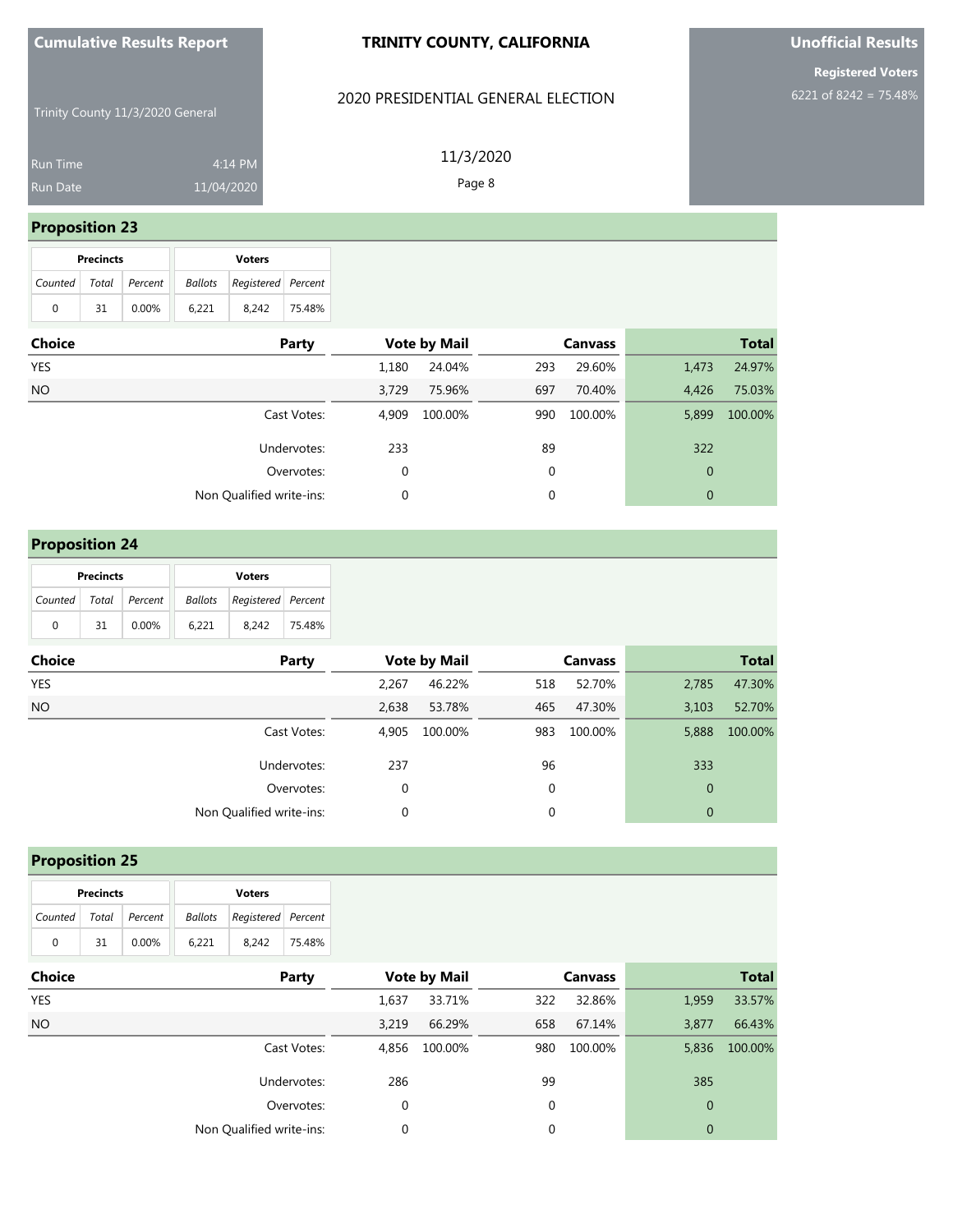Cumulative Results Report

Trinity County 11/3/2020 General

Run Time 4:14 PM
Run Date 11/04/2020

**TRINITY COUNTY, CALIFORNIA**

2020 PRESIDENTIAL GENERAL ELECTION

11/3/2020

**Unofficial Results**

**Registered Voters**
6221 of 8242 = 75.48%

## Proposition 23

| Precincts | | | Voters | | |
|---|---|---|---|---|---|
| Counted | Total | Percent | Ballots | Registered | Percent |
| 0 | 31 | 0.00% | 6,221 | 8,242 | 75.48% |

| Choice | Party | Vote by Mail | | Canvass | | Total | |
|---|---|---|---|---|---|---|---|
| YES | | 1,180 | 24.04% | 293 | 29.60% | 1,473 | 24.97% |
| NO | | 3,729 | 75.96% | 697 | 70.40% | 4,426 | 75.03% |
| | Cast Votes: | 4,909 | 100.00% | 990 | 100.00% | 5,899 | 100.00% |
| | Undervotes: | 233 | | 89 | | 322 | |
| | Overvotes: | 0 | | 0 | | 0 | |
| | Non Qualified write-ins: | 0 | | 0 | | 0 | |

## Proposition 24

| Precincts | | | Voters | | |
|---|---|---|---|---|---|
| Counted | Total | Percent | Ballots | Registered | Percent |
| 0 | 31 | 0.00% | 6,221 | 8,242 | 75.48% |

| Choice | Party | Vote by Mail | | Canvass | | Total | |
|---|---|---|---|---|---|---|---|
| YES | | 2,267 | 46.22% | 518 | 52.70% | 2,785 | 47.30% |
| NO | | 2,638 | 53.78% | 465 | 47.30% | 3,103 | 52.70% |
| | Cast Votes: | 4,905 | 100.00% | 983 | 100.00% | 5,888 | 100.00% |
| | Undervotes: | 237 | | 96 | | 333 | |
| | Overvotes: | 0 | | 0 | | 0 | |
| | Non Qualified write-ins: | 0 | | 0 | | 0 | |

## Proposition 25

| Precincts | | | Voters | | |
|---|---|---|---|---|---|
| Counted | Total | Percent | Ballots | Registered | Percent |
| 0 | 31 | 0.00% | 6,221 | 8,242 | 75.48% |

| Choice | Party | Vote by Mail | | Canvass | | Total | |
|---|---|---|---|---|---|---|---|
| YES | | 1,637 | 33.71% | 322 | 32.86% | 1,959 | 33.57% |
| NO | | 3,219 | 66.29% | 658 | 67.14% | 3,877 | 66.43% |
| | Cast Votes: | 4,856 | 100.00% | 980 | 100.00% | 5,836 | 100.00% |
| | Undervotes: | 286 | | 99 | | 385 | |
| | Overvotes: | 0 | | 0 | | 0 | |
| | Non Qualified write-ins: | 0 | | 0 | | 0 | |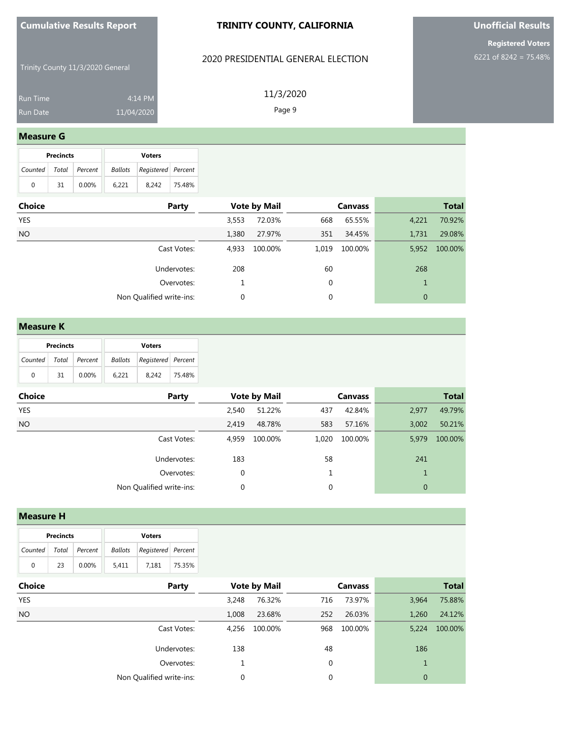**Cumulative Results Report**

Trinity County 11/3/2020 General

Run Time 4:14 PM
Run Date 11/04/2020

**TRINITY COUNTY, CALIFORNIA**

2020 PRESIDENTIAL GENERAL ELECTION

11/3/2020

**Unofficial Results**

**Registered Voters**
6221 of 8242 = 75.48%

## Measure G

| Precincts | | | Voters | | |
|---|---|---|---|---|---|
| Counted | Total | Percent | Ballots | Registered | Percent |
| 0 | 31 | 0.00% | 6,221 | 8,242 | 75.48% |

| Choice | Party | Vote by Mail | | Canvass | | Total | |
|---|---|---|---|---|---|---|---|
| YES | | 3,553 | 72.03% | 668 | 65.55% | 4,221 | 70.92% |
| NO | | 1,380 | 27.97% | 351 | 34.45% | 1,731 | 29.08% |
| | Cast Votes: | 4,933 | 100.00% | 1,019 | 100.00% | 5,952 | 100.00% |
| | Undervotes: | 208 | | 60 | | 268 | |
| | Overvotes: | 1 | | 0 | | 1 | |
| | Non Qualified write-ins: | 0 | | 0 | | 0 | |

## Measure K

| Precincts | | | Voters | | |
|---|---|---|---|---|---|
| Counted | Total | Percent | Ballots | Registered | Percent |
| 0 | 31 | 0.00% | 6,221 | 8,242 | 75.48% |

| Choice | Party | Vote by Mail | | Canvass | | Total | |
|---|---|---|---|---|---|---|---|
| YES | | 2,540 | 51.22% | 437 | 42.84% | 2,977 | 49.79% |
| NO | | 2,419 | 48.78% | 583 | 57.16% | 3,002 | 50.21% |
| | Cast Votes: | 4,959 | 100.00% | 1,020 | 100.00% | 5,979 | 100.00% |
| | Undervotes: | 183 | | 58 | | 241 | |
| | Overvotes: | 0 | | 1 | | 1 | |
| | Non Qualified write-ins: | 0 | | 0 | | 0 | |

## Measure H

| Precincts | | | Voters | | |
|---|---|---|---|---|---|
| Counted | Total | Percent | Ballots | Registered | Percent |
| 0 | 23 | 0.00% | 5,411 | 7,181 | 75.35% |

| Choice | Party | Vote by Mail | | Canvass | | Total | |
|---|---|---|---|---|---|---|---|
| YES | | 3,248 | 76.32% | 716 | 73.97% | 3,964 | 75.88% |
| NO | | 1,008 | 23.68% | 252 | 26.03% | 1,260 | 24.12% |
| | Cast Votes: | 4,256 | 100.00% | 968 | 100.00% | 5,224 | 100.00% |
| | Undervotes: | 138 | | 48 | | 186 | |
| | Overvotes: | 1 | | 0 | | 1 | |
| | Non Qualified write-ins: | 0 | | 0 | | 0 | |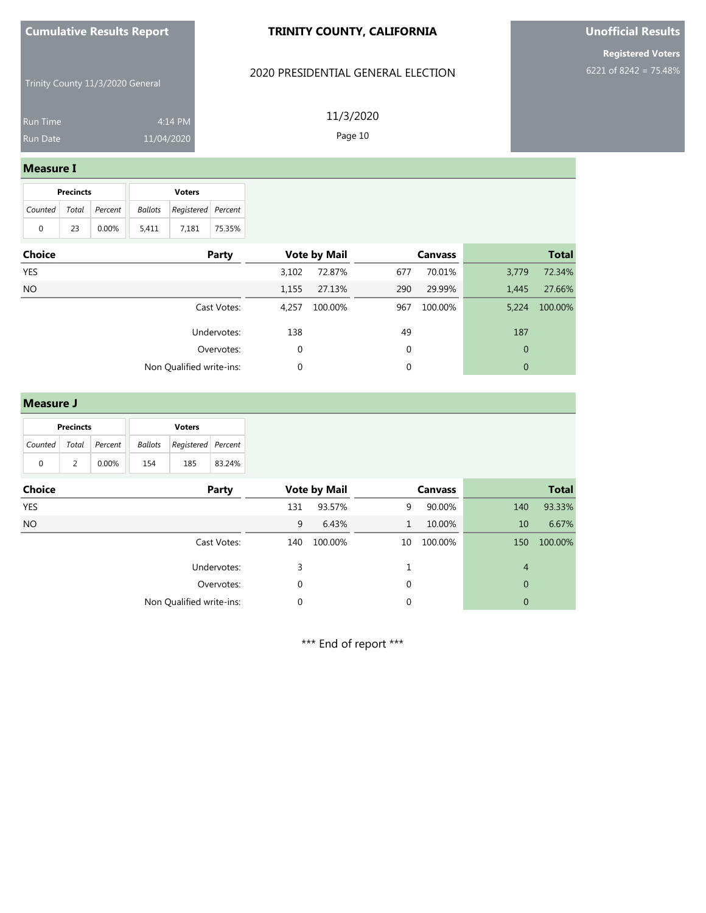## Measure I

| Precincts | | | Voters | | |
|---|---|---|---|---|---|
| Counted | Total | Percent | Ballots | Registered | Percent |
| 0 | 23 | 0.00% | 5,411 | 7,181 | 75.35% |

| Choice | Party | Vote by Mail | | Canvass | | Total | |
|---|---|---|---|---|---|---|---|
| YES | | 3,102 | 72.87% | 677 | 70.01% | 3,779 | 72.34% |
| NO | | 1,155 | 27.13% | 290 | 29.99% | 1,445 | 27.66% |
| | Cast Votes: | 4,257 | 100.00% | 967 | 100.00% | 5,224 | 100.00% |
| | Undervotes: | 138 | | 49 | | 187 | |
| | Overvotes: | 0 | | 0 | | 0 | |
| | Non Qualified write-ins: | 0 | | 0 | | 0 | |

## Measure J

| Precincts | | | Voters | | |
|---|---|---|---|---|---|
| Counted | Total | Percent | Ballots | Registered | Percent |
| 0 | 2 | 0.00% | 154 | 185 | 83.24% |

| Choice | Party | Vote by Mail | | Canvass | | Total | |
|---|---|---|---|---|---|---|---|
| YES | | 131 | 93.57% | 9 | 90.00% | 140 | 93.33% |
| NO | | 9 | 6.43% | 1 | 10.00% | 10 | 6.67% |
| | Cast Votes: | 140 | 100.00% | 10 | 100.00% | 150 | 100.00% |
| | Undervotes: | 3 | | 1 | | 4 | |
| | Overvotes: | 0 | | 0 | | 0 | |
| | Non Qualified write-ins: | 0 | | 0 | | 0 | |

*** End of report ***